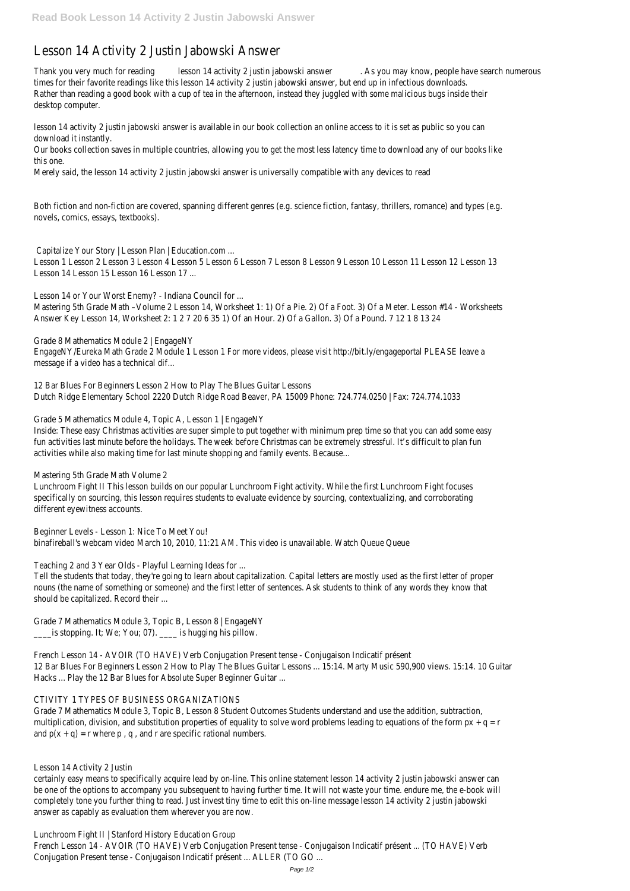# Lesson 14 Activity 2 Justin Jabowski Answer

Thank you very much for reading lesson 14 activity 2 justin jabowski answer. As you may know, people have search numerous times for their favorite readings like this lesson 14 activity 2 justin jabowski answer, but end up in infectious downloads. Rather than reading a good book with a cup of tea in the afternoon, instead they juggled with some malicious bugs inside their desktop computer.

lesson 14 activity 2 justin jabowski answer is available in our book collection an online access to it is set as public so you can download it instantly.

Our books collection saves in multiple countries, allowing you to get the most less latency time to download any of our books like this one.

Merely said, the lesson 14 activity 2 justin jabowski answer is universally compatible with any devices to read

Both fiction and non-fiction are covered, spanning different genres (e.g. science fiction, fantasy, thrillers, romance) and types (e.g. novels, comics, essays, textbooks).

Capitalize Your Story | Lesson Plan | Education.com ...

Lesson 1 Lesson 2 Lesson 3 Lesson 4 Lesson 5 Lesson 6 Lesson 7 Lesson 8 Lesson 9 Lesson 10 Lesson 11 Lesson 12 Lesson 13 Lesson 14 Lesson 15 Lesson 16 Lesson 17 ...

Lesson 14 or Your Worst Enemy? - Indiana Council for ...

Mastering 5th Grade Math –Volume 2 Lesson 14, Worksheet 1: 1) Of a Pie. 2) Of a Foot. 3) Of a Meter. Lesson #14 - Worksheets Answer Key Lesson 14, Worksheet 2: 1 2 7 20 6 35 1) Of an Hour. 2) Of a Gallon. 3) Of a Pound. 7 12 1 8 13 24

Grade 8 Mathematics Module 2 | EngageNY

EngageNY/Eureka Math Grade 2 Module 1 Lesson 1 For more videos, please visit http://bit.ly/engageportal PLEASE leave a message if a video has a technical dif...

12 Bar Blues For Beginners Lesson 2 How to Play The Blues Guitar Lessons

Dutch Ridge Elementary School 2220 Dutch Ridge Road Beaver, PA 15009 Phone: 724.774.0250 | Fax: 724.774.1033

Grade 5 Mathematics Module 4, Topic A, Lesson 1 | EngageNY

Inside: These easy Christmas activities are super simple to put together with minimum prep time so that you can add some easy fun activities last minute before the holidays. The week before Christmas can be extremely stressful. It's difficult to plan fun activities while also making time for last minute shopping and family events. Because…

Mastering 5th Grade Math Volume 2

Lunchroom Fight II This lesson builds on our popular Lunchroom Fight activity. While the first Lunchroom Fight focuses specifically on sourcing, this lesson requires students to evaluate evidence by sourcing, contextualizing, and corroborating different eyewitness accounts.

Beginner Levels - Lesson 1: Nice To Meet You!

binafireball's webcam video March 10, 2010, 11:21 AM. This video is unavailable. Watch Queue Queue

Teaching 2 and 3 Year Olds - Playful Learning Ideas for ...

Tell the students that today, they're going to learn about capitalization. Capital letters are mostly used as the first letter of proper nouns (the name of something or someone) and the first letter of sentences. Ask students to think of any words they know that should be capitalized. Record their ...

Grade 7 Mathematics Module 3, Topic B, Lesson 8 | EngageNY

____is stopping. It; We; You; 07). ____ is hugging his pillow.

French Lesson 14 - AVOIR (TO HAVE) Verb Conjugation Present tense - Conjugaison Indicatif présent

12 Bar Blues For Beginners Lesson 2 How to Play The Blues Guitar Lessons ... 15:14. Marty Music 590,900 views. 15:14. 10 Guitar Hacks ... Play the 12 Bar Blues for Absolute Super Beginner Guitar ...

CTIVITY 1 TYPES OF BUSINESS ORGANIZATIONS

Grade 7 Mathematics Module 3, Topic B, Lesson 8 Student Outcomes Students understand and use the addition, subtraction, multiplication, division, and substitution properties of equality to solve word problems leading to equations of the form $px + q = r$ and $p(x + q) = r$ where $p$ , $q$ , and $r$ are specific rational numbers.

Lesson 14 Activity 2 Justin

certainly easy means to specifically acquire lead by on-line. This online statement lesson 14 activity 2 justin jabowski answer can be one of the options to accompany you subsequent to having further time. It will not waste your time. endure me, the e-book will completely tone you further thing to read. Just invest tiny time to edit this on-line message lesson 14 activity 2 justin jabowski answer as capably as evaluation them wherever you are now.

Lunchroom Fight II | Stanford History Education Group

French Lesson 14 - AVOIR (TO HAVE) Verb Conjugation Present tense - Conjugaison Indicatif présent ... (TO HAVE) Verb Conjugation Present tense - Conjugaison Indicatif présent ... ALLER (TO GO ...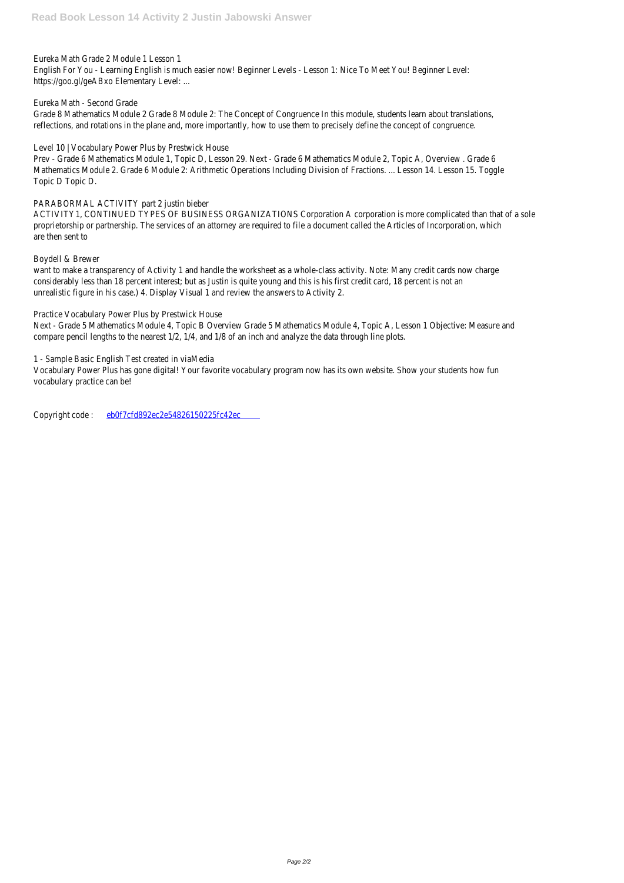Eureka Math Grade 2 Module 1 Lesson 1

English For You - Learning English is much easier now! Beginner Levels - Lesson 1: Nice To Meet You! Beginner Level: https://goo.gl/geABxo Elementary Level: ...

Eureka Math - Second Grade

Grade 8 Mathematics Module 2 Grade 8 Module 2: The Concept of Congruence In this module, students learn about translations, reflections, and rotations in the plane and, more importantly, how to use them to precisely define the concept of congruence.

Level 10 | Vocabulary Power Plus by Prestwick House

Prev - Grade 6 Mathematics Module 1, Topic D, Lesson 29. Next - Grade 6 Mathematics Module 2, Topic A, Overview . Grade 6 Mathematics Module 2. Grade 6 Module 2: Arithmetic Operations Including Division of Fractions. ... Lesson 14. Lesson 15. Toggle Topic D Topic D.

PARABORMAL ACTIVITY part 2 justin bieber

ACTIVITY1, CONTINUED TYPES OF BUSINESS ORGANIZATIONS Corporation A corporation is more complicated than that of a sole proprietorship or partnership. The services of an attorney are required to file a document called the Articles of Incorporation, which are then sent to

Boydell & Brewer

want to make a transparency of Activity 1 and handle the worksheet as a whole-class activity. Note: Many credit cards now charge considerably less than 18 percent interest; but as Justin is quite young and this is his first credit card, 18 percent is not an unrealistic figure in his case.) 4. Display Visual 1 and review the answers to Activity 2.

Practice Vocabulary Power Plus by Prestwick House

Next - Grade 5 Mathematics Module 4, Topic B Overview Grade 5 Mathematics Module 4, Topic A, Lesson 1 Objective: Measure and compare pencil lengths to the nearest 1/2, 1/4, and 1/8 of an inch and analyze the data through line plots.

1 - Sample Basic English Test created in viaMedia

Vocabulary Power Plus has gone digital! Your favorite vocabulary program now has its own website. Show your students how fun vocabulary practice can be!

Copyright code : eb0f7cfd892ec2e54826150225fc42ec